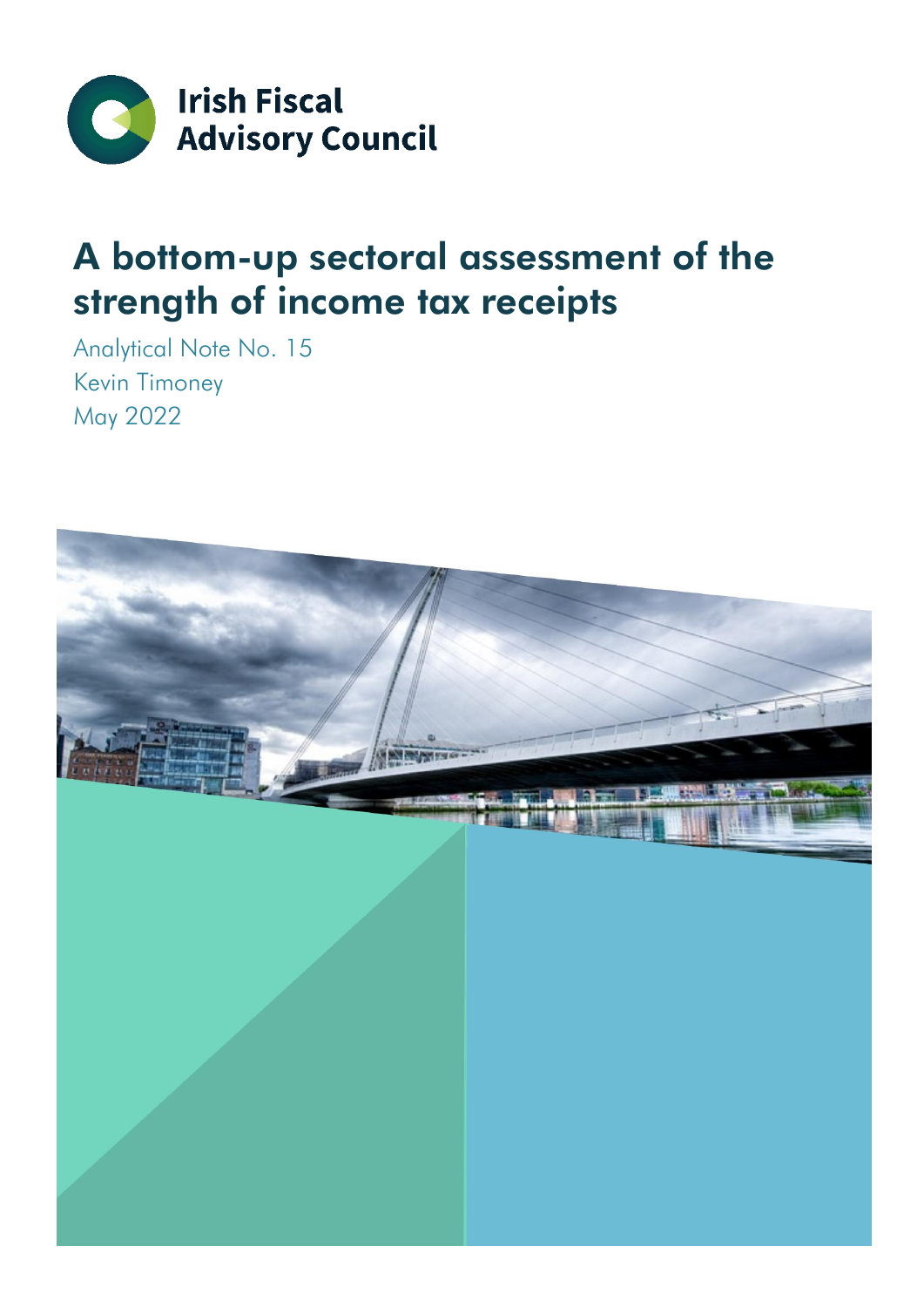Irish Fiscal Advisory Council

# A bottom-up sectoral assessment of the strength of income tax receipts

Analytical Note No. 15

Kevin Timoney

May 2022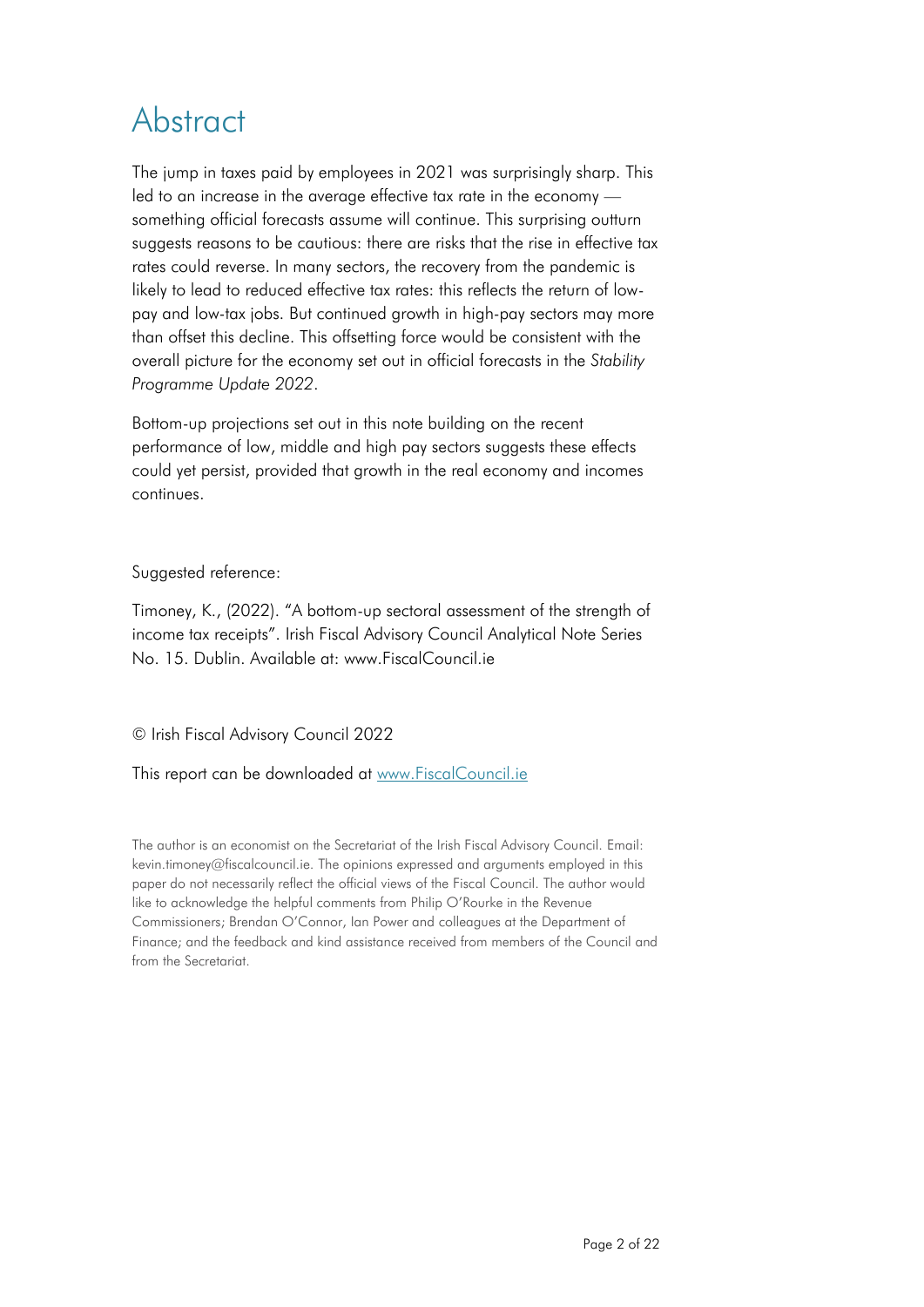# Abstract

The jump in taxes paid by employees in 2021 was surprisingly sharp. This led to an increase in the average effective tax rate in the economy — something official forecasts assume will continue. This surprising outturn suggests reasons to be cautious: there are risks that the rise in effective tax rates could reverse. In many sectors, the recovery from the pandemic is likely to lead to reduced effective tax rates: this reflects the return of low-pay and low-tax jobs. But continued growth in high-pay sectors may more than offset this decline. This offsetting force would be consistent with the overall picture for the economy set out in official forecasts in the *Stability Programme Update 2022*.

Bottom-up projections set out in this note building on the recent performance of low, middle and high pay sectors suggests these effects could yet persist, provided that growth in the real economy and incomes continues.

Suggested reference:

Timoney, K., (2022). "A bottom-up sectoral assessment of the strength of income tax receipts". Irish Fiscal Advisory Council Analytical Note Series No. 15. Dublin. Available at: www.FiscalCouncil.ie

© Irish Fiscal Advisory Council 2022

This report can be downloaded at [www.FiscalCouncil.ie](http://www.FiscalCouncil.ie)

The author is an economist on the Secretariat of the Irish Fiscal Advisory Council. Email: kevin.timoney@fiscalcouncil.ie. The opinions expressed and arguments employed in this paper do not necessarily reflect the official views of the Fiscal Council. The author would like to acknowledge the helpful comments from Philip O'Rourke in the Revenue Commissioners; Brendan O'Connor, Ian Power and colleagues at the Department of Finance; and the feedback and kind assistance received from members of the Council and from the Secretariat.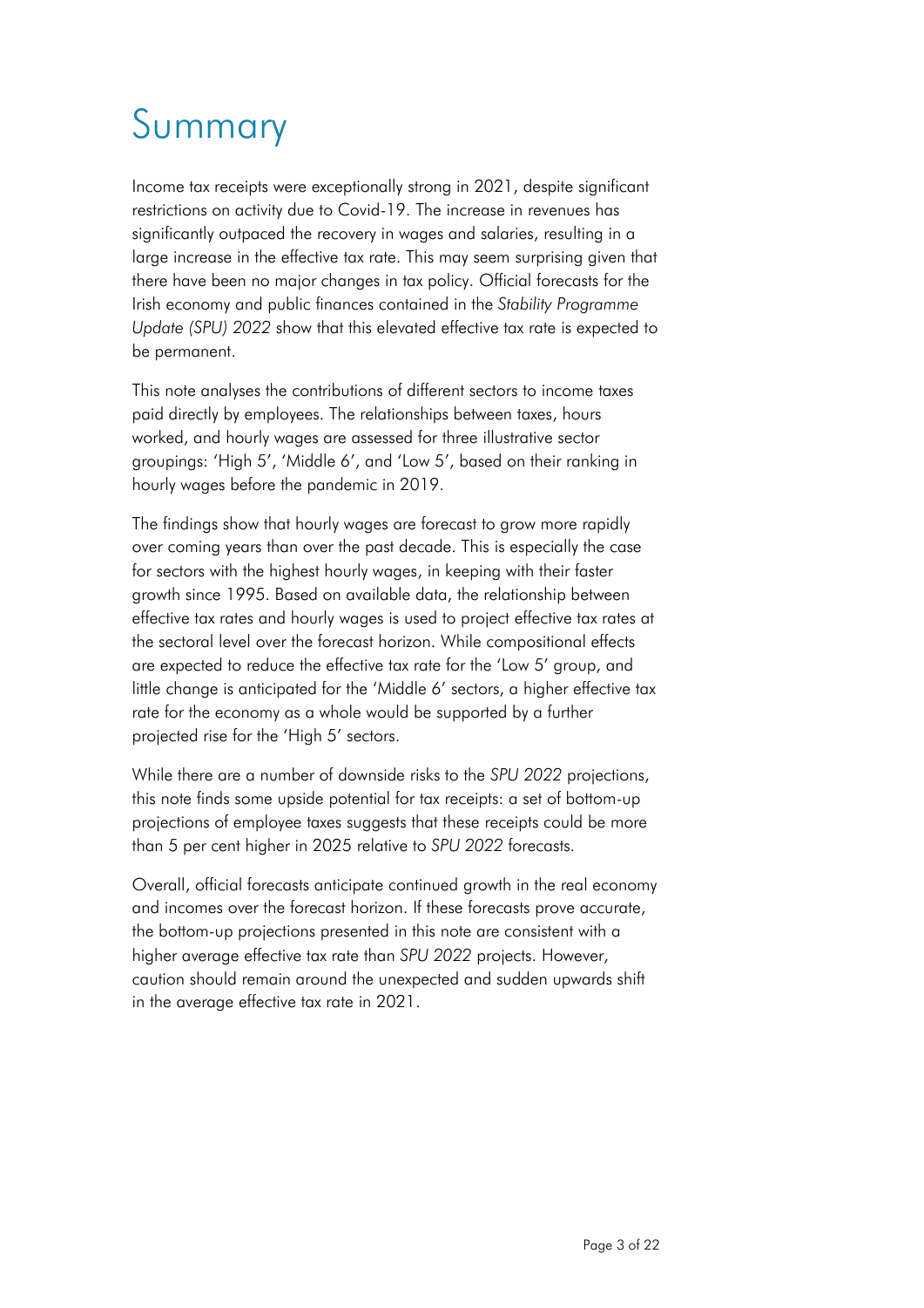# Summary

Income tax receipts were exceptionally strong in 2021, despite significant restrictions on activity due to Covid-19. The increase in revenues has significantly outpaced the recovery in wages and salaries, resulting in a large increase in the effective tax rate. This may seem surprising given that there have been no major changes in tax policy. Official forecasts for the Irish economy and public finances contained in the *Stability Programme Update (SPU) 2022* show that this elevated effective tax rate is expected to be permanent.

This note analyses the contributions of different sectors to income taxes paid directly by employees. The relationships between taxes, hours worked, and hourly wages are assessed for three illustrative sector groupings: 'High 5', 'Middle 6', and 'Low 5', based on their ranking in hourly wages before the pandemic in 2019.

The findings show that hourly wages are forecast to grow more rapidly over coming years than over the past decade. This is especially the case for sectors with the highest hourly wages, in keeping with their faster growth since 1995. Based on available data, the relationship between effective tax rates and hourly wages is used to project effective tax rates at the sectoral level over the forecast horizon. While compositional effects are expected to reduce the effective tax rate for the 'Low 5' group, and little change is anticipated for the 'Middle 6' sectors, a higher effective tax rate for the economy as a whole would be supported by a further projected rise for the 'High 5' sectors.

While there are a number of downside risks to the *SPU 2022* projections, this note finds some upside potential for tax receipts: a set of bottom-up projections of employee taxes suggests that these receipts could be more than 5 per cent higher in 2025 relative to *SPU 2022* forecasts.

Overall, official forecasts anticipate continued growth in the real economy and incomes over the forecast horizon. If these forecasts prove accurate, the bottom-up projections presented in this note are consistent with a higher average effective tax rate than *SPU 2022* projects. However, caution should remain around the unexpected and sudden upwards shift in the average effective tax rate in 2021.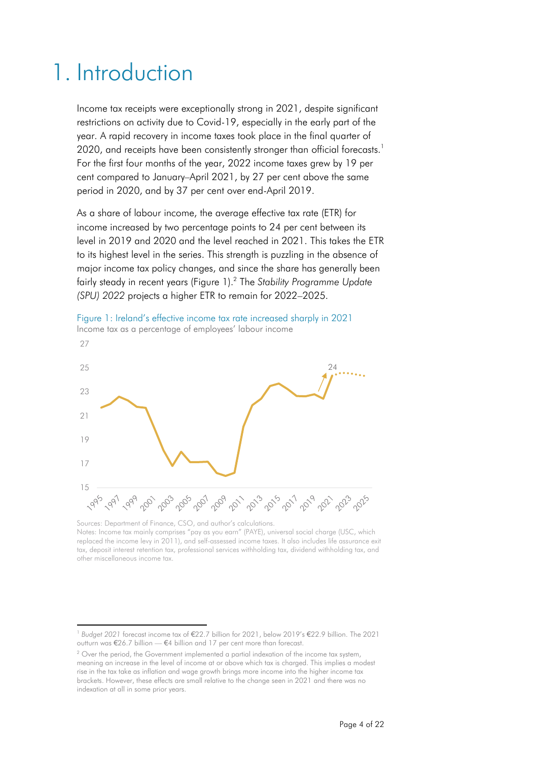# 1. Introduction

Income tax receipts were exceptionally strong in 2021, despite significant restrictions on activity due to Covid-19, especially in the early part of the year. A rapid recovery in income taxes took place in the final quarter of 2020, and receipts have been consistently stronger than official forecasts.[1] For the first four months of the year, 2022 income taxes grew by 19 per cent compared to January–April 2021, by 27 per cent above the same period in 2020, and by 37 per cent over end-April 2019.

As a share of labour income, the average effective tax rate (ETR) for income increased by two percentage points to 24 per cent between its level in 2019 and 2020 and the level reached in 2021. This takes the ETR to its highest level in the series. This strength is puzzling in the absence of major income tax policy changes, and since the share has generally been fairly steady in recent years (Figure 1).[2] The *Stability Programme Update (SPU) 2022* projects a higher ETR to remain for 2022–2025.

Figure 1: Ireland's effective income tax rate increased sharply in 2021

Income tax as a percentage of employees' labour income

Sources: Department of Finance, CSO, and author's calculations.

Notes: Income tax mainly comprises "pay as you earn" (PAYE), universal social charge (USC, which replaced the income levy in 2011), and self-assessed income taxes. It also includes life assurance exit tax, deposit interest retention tax, professional services withholding tax, dividend withholding tax, and other miscellaneous income tax.

---

[1] *Budget 2021* forecast income tax of €22.7 billion for 2021, below 2019's €22.9 billion. The 2021 outturn was €26.7 billion — €4 billion and 17 per cent more than forecast.

[2] Over the period, the Government implemented a partial indexation of the income tax system, meaning an increase in the level of income at or above which tax is charged. This implies a modest rise in the tax take as inflation and wage growth brings more income into the higher income tax brackets. However, these effects are small relative to the change seen in 2021 and there was no indexation at all in some prior years.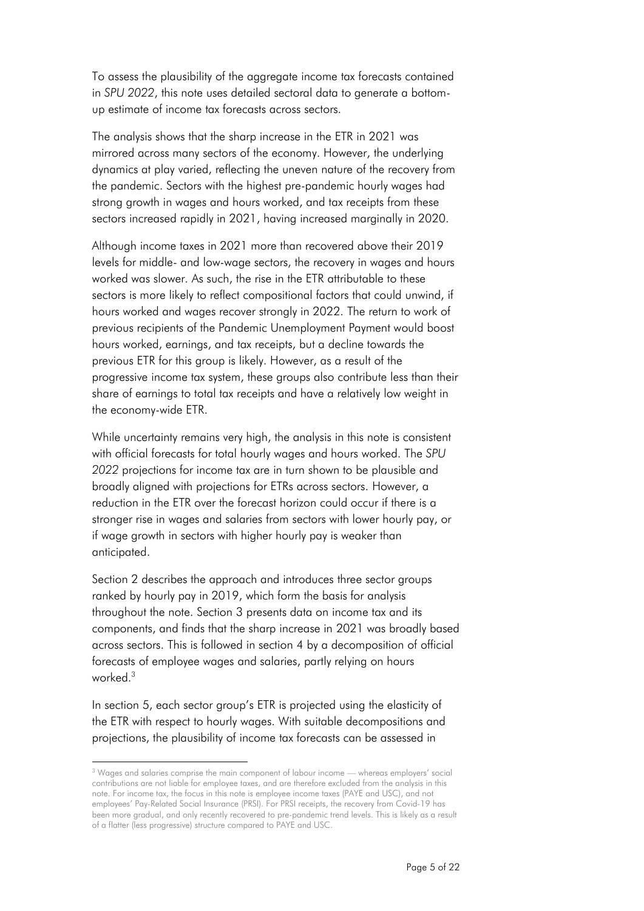To assess the plausibility of the aggregate income tax forecasts contained in *SPU 2022*, this note uses detailed sectoral data to generate a bottom-up estimate of income tax forecasts across sectors.

The analysis shows that the sharp increase in the ETR in 2021 was mirrored across many sectors of the economy. However, the underlying dynamics at play varied, reflecting the uneven nature of the recovery from the pandemic. Sectors with the highest pre-pandemic hourly wages had strong growth in wages and hours worked, and tax receipts from these sectors increased rapidly in 2021, having increased marginally in 2020.

Although income taxes in 2021 more than recovered above their 2019 levels for middle- and low-wage sectors, the recovery in wages and hours worked was slower. As such, the rise in the ETR attributable to these sectors is more likely to reflect compositional factors that could unwind, if hours worked and wages recover strongly in 2022. The return to work of previous recipients of the Pandemic Unemployment Payment would boost hours worked, earnings, and tax receipts, but a decline towards the previous ETR for this group is likely. However, as a result of the progressive income tax system, these groups also contribute less than their share of earnings to total tax receipts and have a relatively low weight in the economy-wide ETR.

While uncertainty remains very high, the analysis in this note is consistent with official forecasts for total hourly wages and hours worked. The *SPU 2022* projections for income tax are in turn shown to be plausible and broadly aligned with projections for ETRs across sectors. However, a reduction in the ETR over the forecast horizon could occur if there is a stronger rise in wages and salaries from sectors with lower hourly pay, or if wage growth in sectors with higher hourly pay is weaker than anticipated.

Section 2 describes the approach and introduces three sector groups ranked by hourly pay in 2019, which form the basis for analysis throughout the note. Section 3 presents data on income tax and its components, and finds that the sharp increase in 2021 was broadly based across sectors. This is followed in section 4 by a decomposition of official forecasts of employee wages and salaries, partly relying on hours worked.[3]

In section 5, each sector group's ETR is projected using the elasticity of the ETR with respect to hourly wages. With suitable decompositions and projections, the plausibility of income tax forecasts can be assessed in

---

[3] Wages and salaries comprise the main component of labour income — whereas employers' social contributions are not liable for employee taxes, and are therefore excluded from the analysis in this note. For income tax, the focus in this note is employee income taxes (PAYE and USC), and not employees' Pay-Related Social Insurance (PRSI). For PRSI receipts, the recovery from Covid-19 has been more gradual, and only recently recovered to pre-pandemic trend levels. This is likely as a result of a flatter (less progressive) structure compared to PAYE and USC.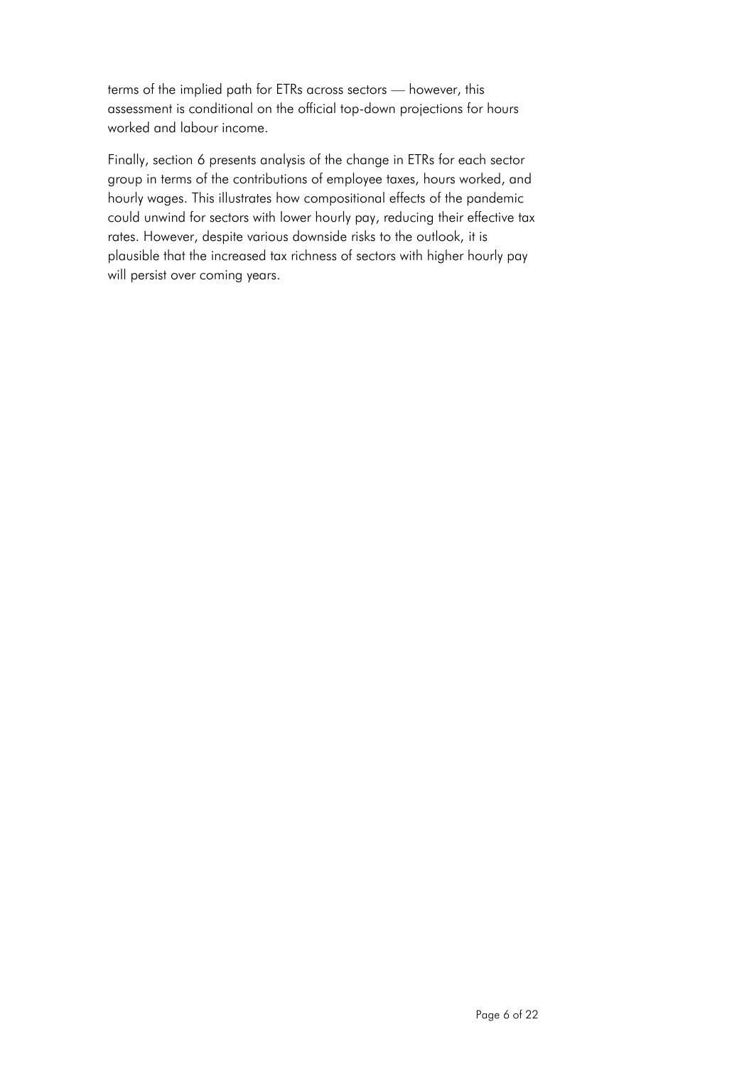terms of the implied path for ETRs across sectors — however, this assessment is conditional on the official top-down projections for hours worked and labour income.

Finally, section 6 presents analysis of the change in ETRs for each sector group in terms of the contributions of employee taxes, hours worked, and hourly wages. This illustrates how compositional effects of the pandemic could unwind for sectors with lower hourly pay, reducing their effective tax rates. However, despite various downside risks to the outlook, it is plausible that the increased tax richness of sectors with higher hourly pay will persist over coming years.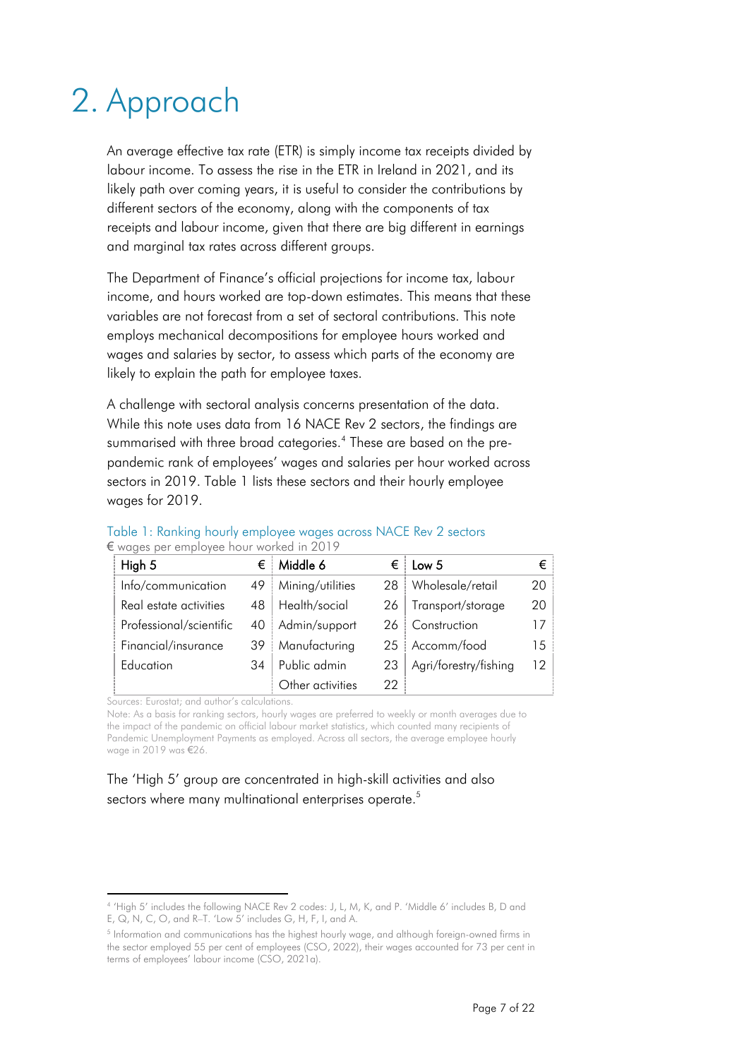// Page 7 of 22 (document cd0a4e720495)
# 2. Approach

An average effective tax rate (ETR) is simply income tax receipts divided by labour income. To assess the rise in the ETR in Ireland in 2021, and its likely path over coming years, it is useful to consider the contributions by different sectors of the economy, along with the components of tax receipts and labour income, given that there are big different in earnings and marginal tax rates across different groups.

The Department of Finance's official projections for income tax, labour income, and hours worked are top-down estimates. This means that these variables are not forecast from a set of sectoral contributions. This note employs mechanical decompositions for employee hours worked and wages and salaries by sector, to assess which parts of the economy are likely to explain the path for employee taxes.

A challenge with sectoral analysis concerns presentation of the data. While this note uses data from 16 NACE Rev 2 sectors, the findings are summarised with three broad categories.[4] These are based on the pre-pandemic rank of employees' wages and salaries per hour worked across sectors in 2019. Table 1 lists these sectors and their hourly employee wages for 2019.

Table 1: Ranking hourly employee wages across NACE Rev 2 sectors

€ wages per employee hour worked in 2019

| High 5 | € | Middle 6 | € | Low 5 | € |
|---|---|---|---|---|---|
| Info/communication | 49 | Mining/utilities | 28 | Wholesale/retail | 20 |
| Real estate activities | 48 | Health/social | 26 | Transport/storage | 20 |
| Professional/scientific | 40 | Admin/support | 26 | Construction | 17 |
| Financial/insurance | 39 | Manufacturing | 25 | Accomm/food | 15 |
| Education | 34 | Public admin | 23 | Agri/forestry/fishing | 12 |
| | | Other activities | 22 | | |

Sources: Eurostat; and author's calculations.

Note: As a basis for ranking sectors, hourly wages are preferred to weekly or month averages due to the impact of the pandemic on official labour market statistics, which counted many recipients of Pandemic Unemployment Payments as employed. Across all sectors, the average employee hourly wage in 2019 was €26.

The 'High 5' group are concentrated in high-skill activities and also sectors where many multinational enterprises operate.[5]

---

[4] 'High 5' includes the following NACE Rev 2 codes: J, L, M, K, and P. 'Middle 6' includes B, D and E, Q, N, C, O, and R–T. 'Low 5' includes G, H, F, I, and A.

[5] Information and communications has the highest hourly wage, and although foreign-owned firms in the sector employed 55 per cent of employees (CSO, 2022), their wages accounted for 73 per cent in terms of employees' labour income (CSO, 2021a).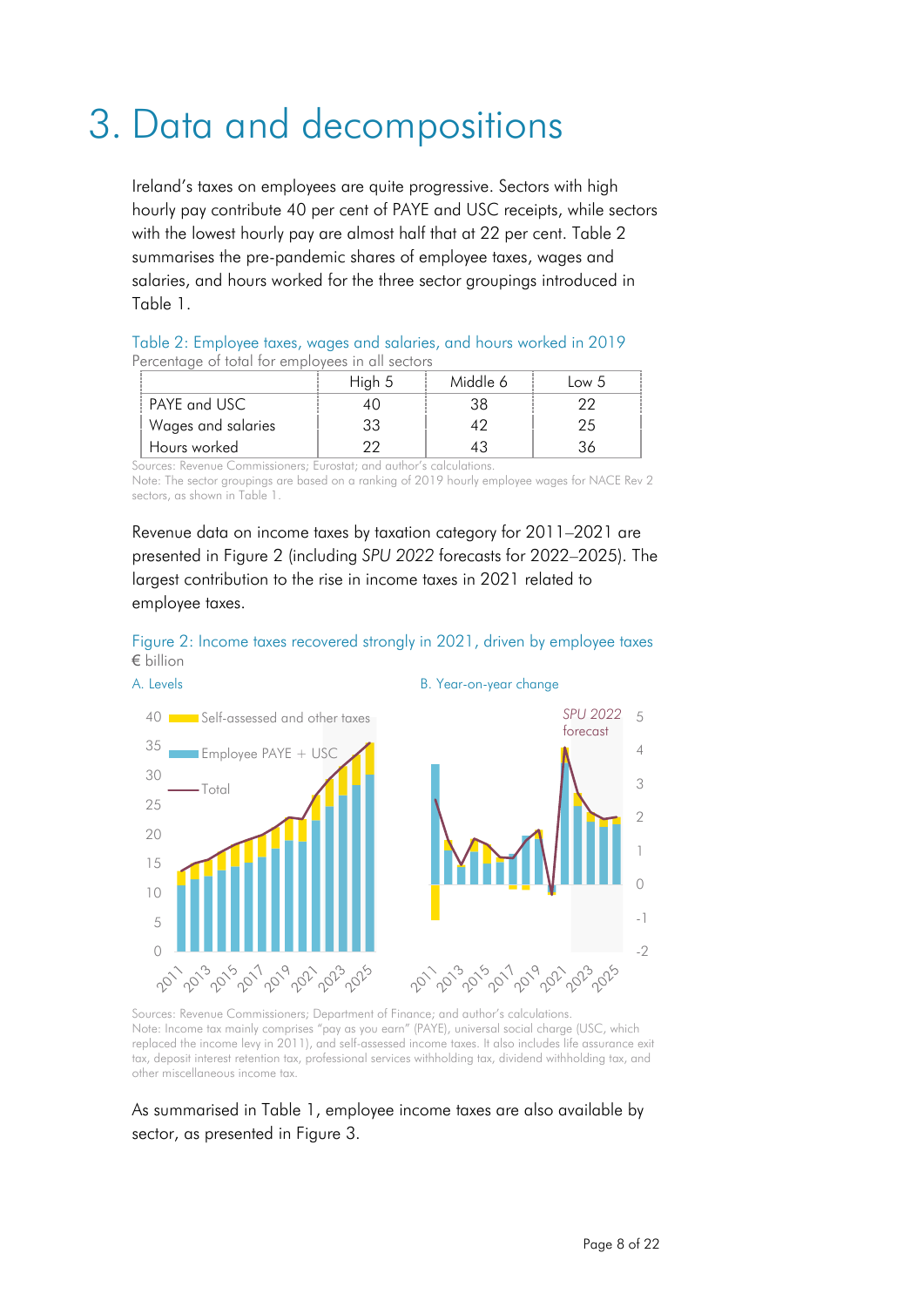# 3. Data and decompositions

Ireland's taxes on employees are quite progressive. Sectors with high hourly pay contribute 40 per cent of PAYE and USC receipts, while sectors with the lowest hourly pay are almost half that at 22 per cent. Table 2 summarises the pre-pandemic shares of employee taxes, wages and salaries, and hours worked for the three sector groupings introduced in Table 1.

Table 2: Employee taxes, wages and salaries, and hours worked in 2019

Percentage of total for employees in all sectors

| | High 5 | Middle 6 | Low 5 |
|---|---|---|---|
| PAYE and USC | 40 | 38 | 22 |
| Wages and salaries | 33 | 42 | 25 |
| Hours worked | 22 | 43 | 36 |

Sources: Revenue Commissioners; Eurostat; and author's calculations.
Note: The sector groupings are based on a ranking of 2019 hourly employee wages for NACE Rev 2 sectors, as shown in Table 1.

Revenue data on income taxes by taxation category for 2011–2021 are presented in Figure 2 (including *SPU 2022* forecasts for 2022–2025). The largest contribution to the rise in income taxes in 2021 related to employee taxes.

Figure 2: Income taxes recovered strongly in 2021, driven by employee taxes

€ billion

A. Levels

B. Year-on-year change

Sources: Revenue Commissioners; Department of Finance; and author's calculations.
Note: Income tax mainly comprises "pay as you earn" (PAYE), universal social charge (USC, which replaced the income levy in 2011), and self-assessed income taxes. It also includes life assurance exit tax, deposit interest retention tax, professional services withholding tax, dividend withholding tax, and other miscellaneous income tax.

As summarised in Table 1, employee income taxes are also available by sector, as presented in Figure 3.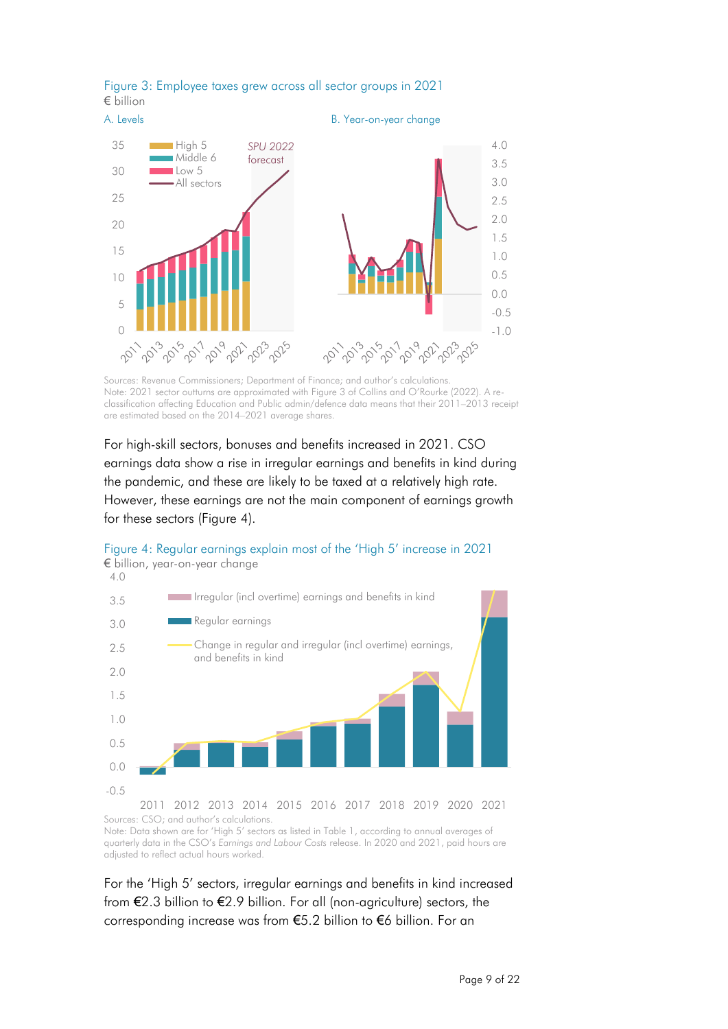Figure 3: Employee taxes grew across all sector groups in 2021

€ billion

A. Levels

B. Year-on-year change

Sources: Revenue Commissioners; Department of Finance; and author's calculations.
Note: 2021 sector outturns are approximated with Figure 3 of Collins and O'Rourke (2022). A re-classification affecting Education and Public admin/defence data means that their 2011–2013 receipt are estimated based on the 2014–2021 average shares.

For high-skill sectors, bonuses and benefits increased in 2021. CSO earnings data show a rise in irregular earnings and benefits in kind during the pandemic, and these are likely to be taxed at a relatively high rate. However, these earnings are not the main component of earnings growth for these sectors (Figure 4).

Figure 4: Regular earnings explain most of the 'High 5' increase in 2021

€ billion, year-on-year change

Sources: CSO; and author's calculations.
Note: Data shown are for 'High 5' sectors as listed in Table 1, according to annual averages of quarterly data in the CSO's *Earnings and Labour Costs* release. In 2020 and 2021, paid hours are adjusted to reflect actual hours worked.

For the 'High 5' sectors, irregular earnings and benefits in kind increased from €2.3 billion to €2.9 billion. For all (non-agriculture) sectors, the corresponding increase was from €5.2 billion to €6 billion. For an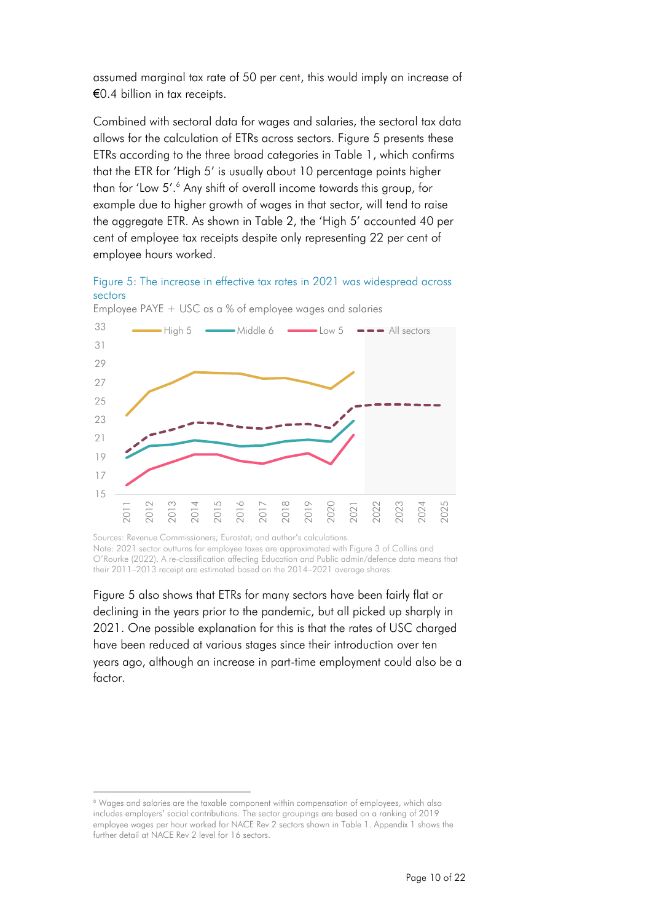assumed marginal tax rate of 50 per cent, this would imply an increase of €0.4 billion in tax receipts.

Combined with sectoral data for wages and salaries, the sectoral tax data allows for the calculation of ETRs across sectors. Figure 5 presents these ETRs according to the three broad categories in Table 1, which confirms that the ETR for 'High 5' is usually about 10 percentage points higher than for 'Low 5'.[6] Any shift of overall income towards this group, for example due to higher growth of wages in that sector, will tend to raise the aggregate ETR. As shown in Table 2, the 'High 5' accounted 40 per cent of employee tax receipts despite only representing 22 per cent of employee hours worked.

Figure 5: The increase in effective tax rates in 2021 was widespread across sectors

Employee PAYE + USC as a % of employee wages and salaries

Sources: Revenue Commissioners; Eurostat; and author's calculations.
Note: 2021 sector outturns for employee taxes are approximated with Figure 3 of Collins and O'Rourke (2022). A re-classification affecting Education and Public admin/defence data means that their 2011–2013 receipt are estimated based on the 2014–2021 average shares.

Figure 5 also shows that ETRs for many sectors have been fairly flat or declining in the years prior to the pandemic, but all picked up sharply in 2021. One possible explanation for this is that the rates of USC charged have been reduced at various stages since their introduction over ten years ago, although an increase in part-time employment could also be a factor.

[6] Wages and salaries are the taxable component within compensation of employees, which also includes employers' social contributions. The sector groupings are based on a ranking of 2019 employee wages per hour worked for NACE Rev 2 sectors shown in Table 1. Appendix 1 shows the further detail at NACE Rev 2 level for 16 sectors.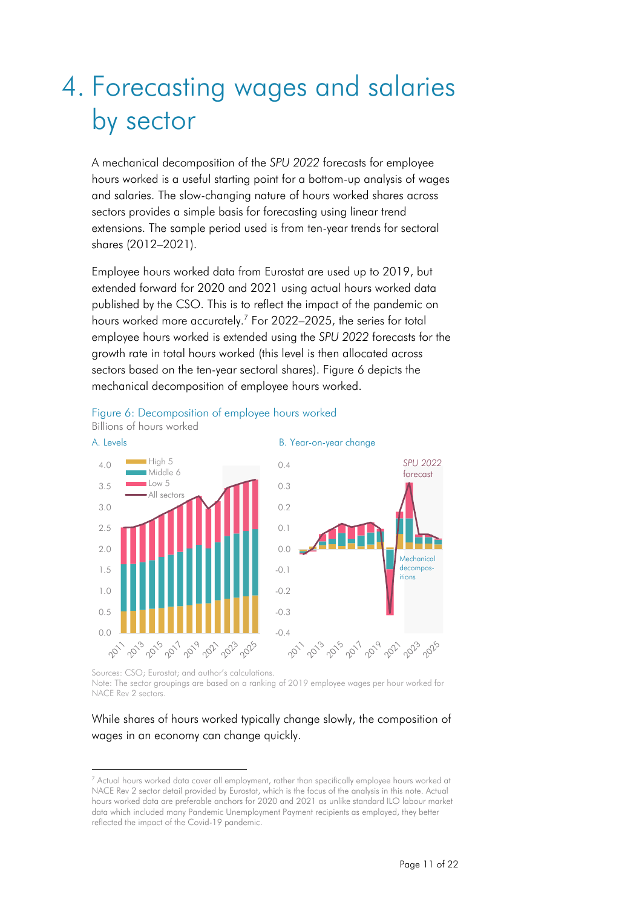# 4. Forecasting wages and salaries by sector

A mechanical decomposition of the *SPU 2022* forecasts for employee hours worked is a useful starting point for a bottom-up analysis of wages and salaries. The slow-changing nature of hours worked shares across sectors provides a simple basis for forecasting using linear trend extensions. The sample period used is from ten-year trends for sectoral shares (2012–2021).

Employee hours worked data from Eurostat are used up to 2019, but extended forward for 2020 and 2021 using actual hours worked data published by the CSO. This is to reflect the impact of the pandemic on hours worked more accurately.[7] For 2022–2025, the series for total employee hours worked is extended using the *SPU 2022* forecasts for the growth rate in total hours worked (this level is then allocated across sectors based on the ten-year sectoral shares). Figure 6 depicts the mechanical decomposition of employee hours worked.

Figure 6: Decomposition of employee hours worked

Billions of hours worked

A. Levels

B. Year-on-year change

Sources: CSO; Eurostat; and author's calculations.

Note: The sector groupings are based on a ranking of 2019 employee wages per hour worked for NACE Rev 2 sectors.

While shares of hours worked typically change slowly, the composition of wages in an economy can change quickly.

[7] Actual hours worked data cover all employment, rather than specifically employee hours worked at NACE Rev 2 sector detail provided by Eurostat, which is the focus of the analysis in this note. Actual hours worked data are preferable anchors for 2020 and 2021 as unlike standard ILO labour market data which included many Pandemic Unemployment Payment recipients as employed, they better reflected the impact of the Covid-19 pandemic.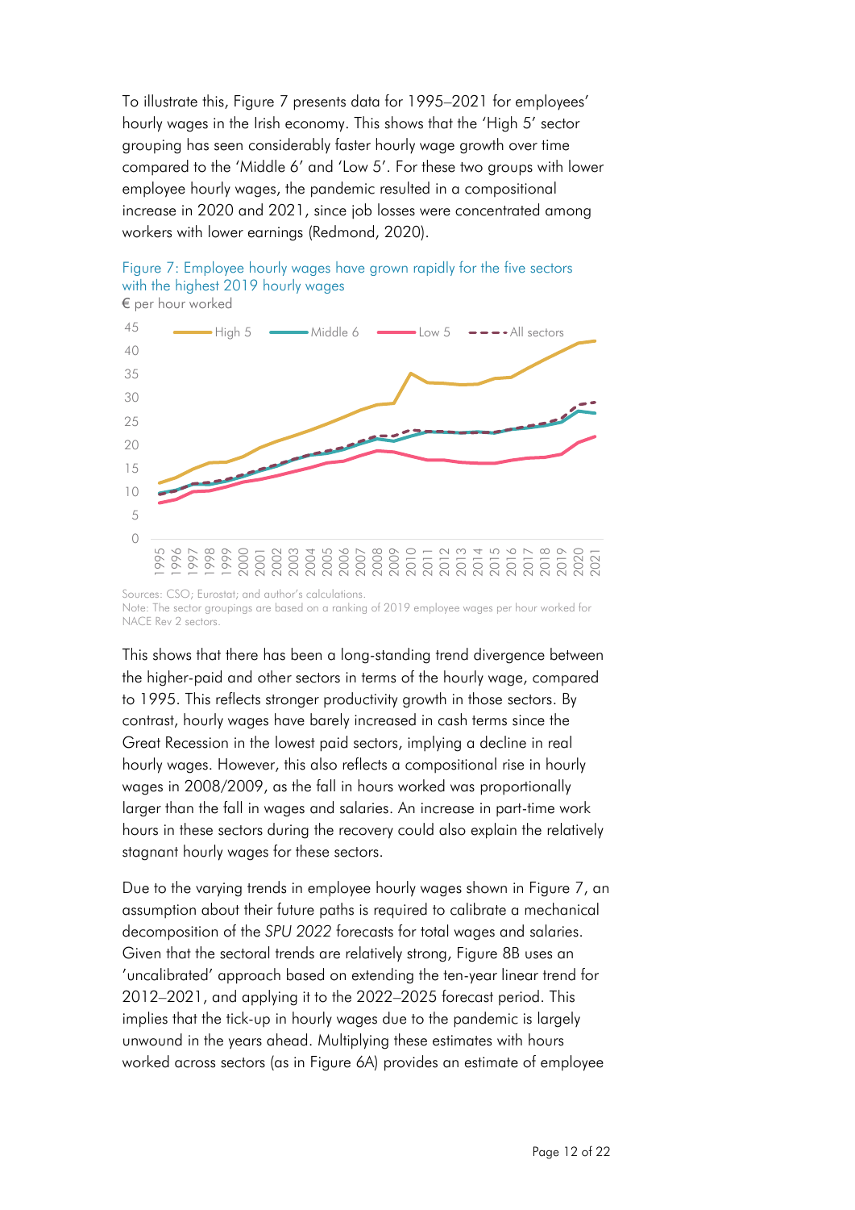To illustrate this, Figure 7 presents data for 1995–2021 for employees' hourly wages in the Irish economy. This shows that the 'High 5' sector grouping has seen considerably faster hourly wage growth over time compared to the 'Middle 6' and 'Low 5'. For these two groups with lower employee hourly wages, the pandemic resulted in a compositional increase in 2020 and 2021, since job losses were concentrated among workers with lower earnings (Redmond, 2020).

Figure 7: Employee hourly wages have grown rapidly for the five sectors with the highest 2019 hourly wages

€ per hour worked

Sources: CSO; Eurostat; and author's calculations.
Note: The sector groupings are based on a ranking of 2019 employee wages per hour worked for NACE Rev 2 sectors.

This shows that there has been a long-standing trend divergence between the higher-paid and other sectors in terms of the hourly wage, compared to 1995. This reflects stronger productivity growth in those sectors. By contrast, hourly wages have barely increased in cash terms since the Great Recession in the lowest paid sectors, implying a decline in real hourly wages. However, this also reflects a compositional rise in hourly wages in 2008/2009, as the fall in hours worked was proportionally larger than the fall in wages and salaries. An increase in part-time work hours in these sectors during the recovery could also explain the relatively stagnant hourly wages for these sectors.

Due to the varying trends in employee hourly wages shown in Figure 7, an assumption about their future paths is required to calibrate a mechanical decomposition of the *SPU 2022* forecasts for total wages and salaries. Given that the sectoral trends are relatively strong, Figure 8B uses an 'uncalibrated' approach based on extending the ten-year linear trend for 2012–2021, and applying it to the 2022–2025 forecast period. This implies that the tick-up in hourly wages due to the pandemic is largely unwound in the years ahead. Multiplying these estimates with hours worked across sectors (as in Figure 6A) provides an estimate of employee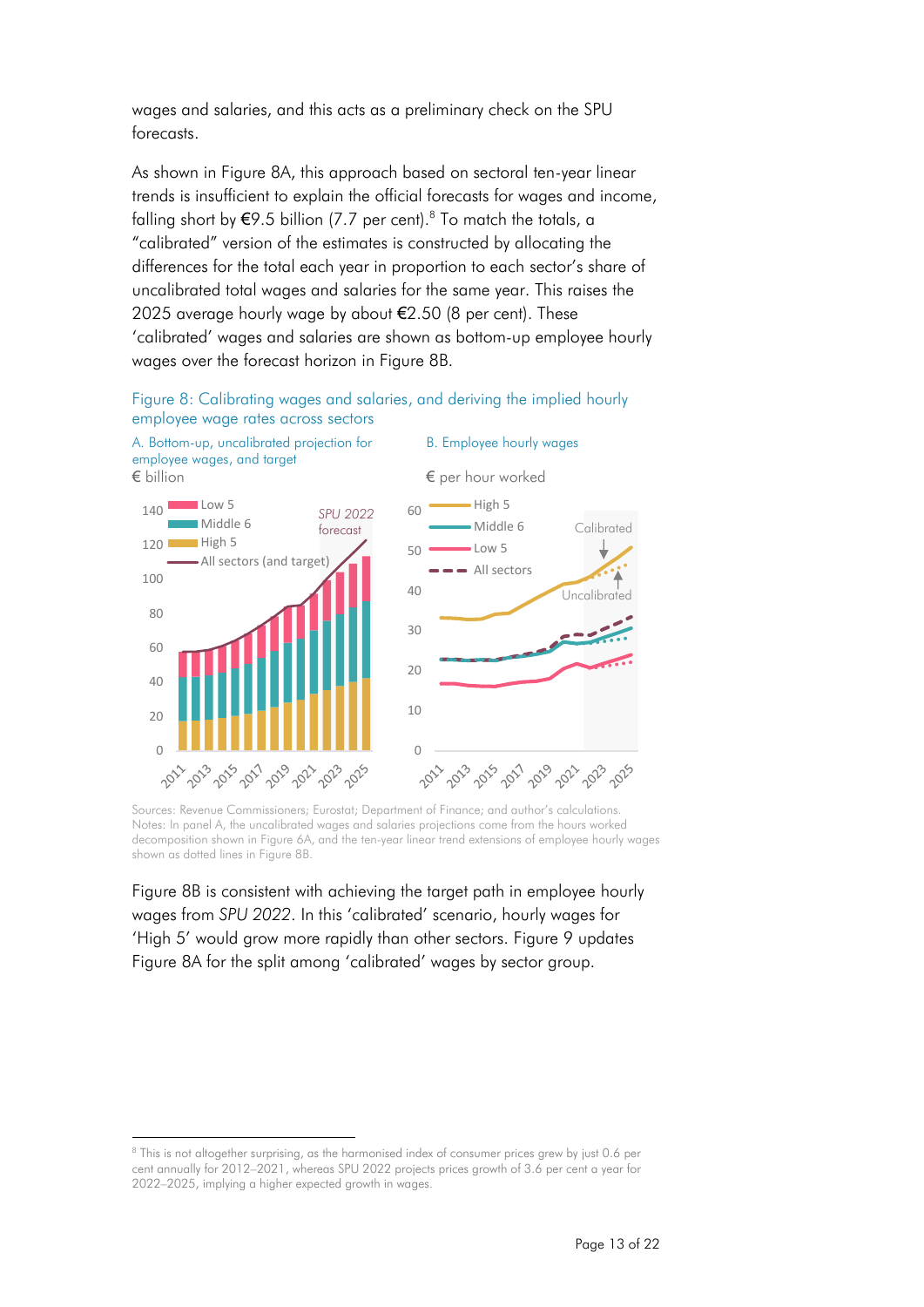wages and salaries, and this acts as a preliminary check on the SPU forecasts.

As shown in Figure 8A, this approach based on sectoral ten-year linear trends is insufficient to explain the official forecasts for wages and income, falling short by €9.5 billion (7.7 per cent).[8] To match the totals, a "calibrated" version of the estimates is constructed by allocating the differences for the total each year in proportion to each sector's share of uncalibrated total wages and salaries for the same year. This raises the 2025 average hourly wage by about €2.50 (8 per cent). These 'calibrated' wages and salaries are shown as bottom-up employee hourly wages over the forecast horizon in Figure 8B.

Figure 8: Calibrating wages and salaries, and deriving the implied hourly employee wage rates across sectors

A. Bottom-up, uncalibrated projection for employee wages, and target

B. Employee hourly wages

Sources: Revenue Commissioners; Eurostat; Department of Finance; and author's calculations.
Notes: In panel A, the uncalibrated wages and salaries projections come from the hours worked decomposition shown in Figure 6A, and the ten-year linear trend extensions of employee hourly wages shown as dotted lines in Figure 8B.

Figure 8B is consistent with achieving the target path in employee hourly wages from *SPU 2022*. In this 'calibrated' scenario, hourly wages for 'High 5' would grow more rapidly than other sectors. Figure 9 updates Figure 8A for the split among 'calibrated' wages by sector group.

[8] This is not altogether surprising, as the harmonised index of consumer prices grew by just 0.6 per cent annually for 2012–2021, whereas SPU 2022 projects prices growth of 3.6 per cent a year for 2022–2025, implying a higher expected growth in wages.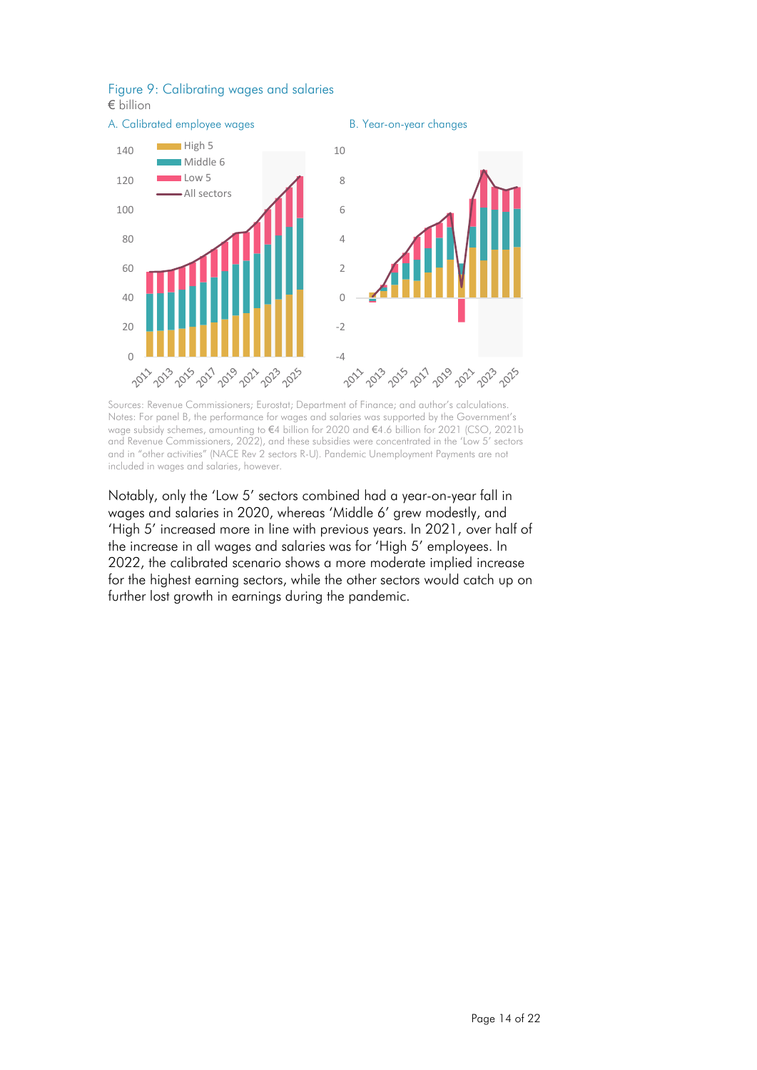Figure 9: Calibrating wages and salaries

€ billion

A. Calibrated employee wages

B. Year-on-year changes

Sources: Revenue Commissioners; Eurostat; Department of Finance; and author's calculations.
Notes: For panel B, the performance for wages and salaries was supported by the Government's wage subsidy schemes, amounting to €4 billion for 2020 and €4.6 billion for 2021 (CSO, 2021b and Revenue Commissioners, 2022), and these subsidies were concentrated in the 'Low 5' sectors and in "other activities" (NACE Rev 2 sectors R-U). Pandemic Unemployment Payments are not included in wages and salaries, however.

Notably, only the 'Low 5' sectors combined had a year-on-year fall in wages and salaries in 2020, whereas 'Middle 6' grew modestly, and 'High 5' increased more in line with previous years. In 2021, over half of the increase in all wages and salaries was for 'High 5' employees. In 2022, the calibrated scenario shows a more moderate implied increase for the highest earning sectors, while the other sectors would catch up on further lost growth in earnings during the pandemic.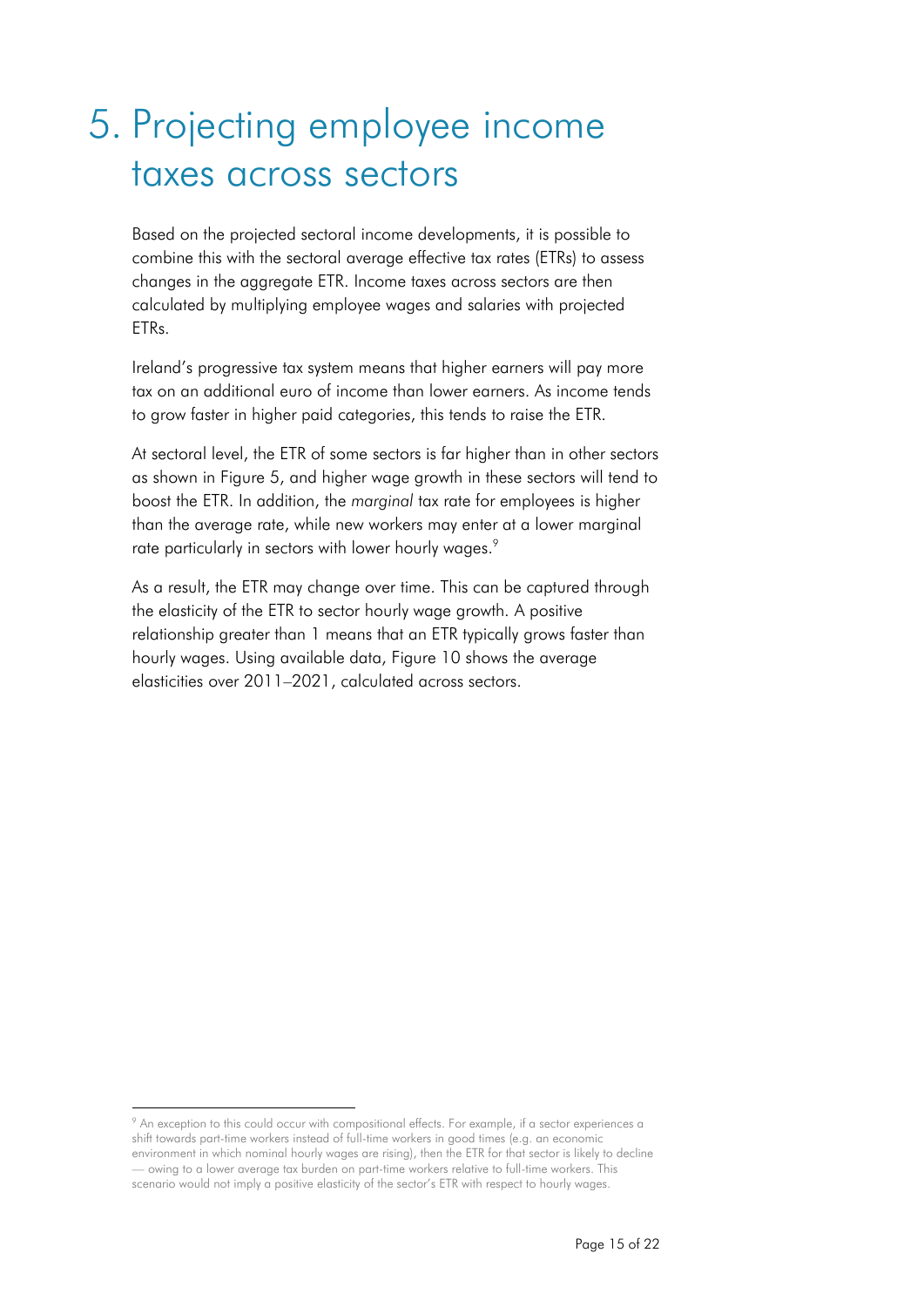# 5. Projecting employee income taxes across sectors

Based on the projected sectoral income developments, it is possible to combine this with the sectoral average effective tax rates (ETRs) to assess changes in the aggregate ETR. Income taxes across sectors are then calculated by multiplying employee wages and salaries with projected ETRs.

Ireland's progressive tax system means that higher earners will pay more tax on an additional euro of income than lower earners. As income tends to grow faster in higher paid categories, this tends to raise the ETR.

At sectoral level, the ETR of some sectors is far higher than in other sectors as shown in Figure 5, and higher wage growth in these sectors will tend to boost the ETR. In addition, the *marginal* tax rate for employees is higher than the average rate, while new workers may enter at a lower marginal rate particularly in sectors with lower hourly wages.[9]

As a result, the ETR may change over time. This can be captured through the elasticity of the ETR to sector hourly wage growth. A positive relationship greater than 1 means that an ETR typically grows faster than hourly wages. Using available data, Figure 10 shows the average elasticities over 2011–2021, calculated across sectors.

---

[9] An exception to this could occur with compositional effects. For example, if a sector experiences a shift towards part-time workers instead of full-time workers in good times (e.g. an economic environment in which nominal hourly wages are rising), then the ETR for that sector is likely to decline — owing to a lower average tax burden on part-time workers relative to full-time workers. This scenario would not imply a positive elasticity of the sector's ETR with respect to hourly wages.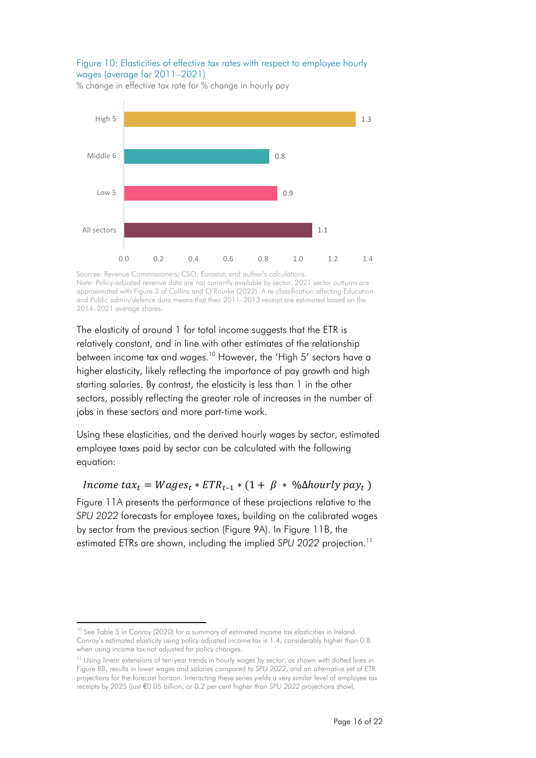Figure 10: Elasticities of effective tax rates with respect to employee hourly wages (average for 2011–2021)

% change in effective tax rate for % change in hourly pay

| Sector | Elasticity |
| --- | --- |
| High 5 | 1.3 |
| Middle 6 | 0.8 |
| Low 5 | 0.9 |
| All sectors | 1.1 |

Sources: Revenue Commissioners; CSO; Eurostat; and author's calculations.
Note: Policy-adjusted revenue data are not currently available by sector. 2021 sector outturns are approximated with Figure 3 of Collins and O'Rourke (2022). A re-classification affecting Education and Public admin/defence data means that their 2011–2013 receipt are estimated based on the 2014–2021 average shares.

The elasticity of around 1 for total income suggests that the ETR is relatively constant, and in line with other estimates of the relationship between income tax and wages.[10] However, the 'High 5' sectors have a higher elasticity, likely reflecting the importance of pay growth and high starting salaries. By contrast, the elasticity is less than 1 in the other sectors, possibly reflecting the greater role of increases in the number of jobs in these sectors and more part-time work.

Using these elasticities, and the derived hourly wages by sector, estimated employee taxes paid by sector can be calculated with the following equation:

$$Income\ tax_t = Wages_t * ETR_{t-1} * (1 + \beta * \%\Delta hourly\ pay_t)$$

Figure 11A presents the performance of these projections relative to the *SPU 2022* forecasts for employee taxes, building on the calibrated wages by sector from the previous section (Figure 9A). In Figure 11B, the estimated ETRs are shown, including the implied *SPU 2022* projection.[11]

[10] See Table 5 in Conroy (2020) for a summary of estimated income tax elasticities in Ireland. Conroy's estimated elasticity using policy-adjusted income tax is 1.4, considerably higher than 0.8 when using income tax not adjusted for policy changes.

[11] Using linear extensions of ten-year trends in hourly wages by sector, as shown with dotted lines in Figure 8B, results in lower wages and salaries compared to *SPU 2022*, and an alternative set of ETR projections for the forecast horizon. Interacting these series yields a very similar level of employee tax receipts by 2025 (just €0.05 billion, or 0.2 per cent higher than *SPU 2022* projections show).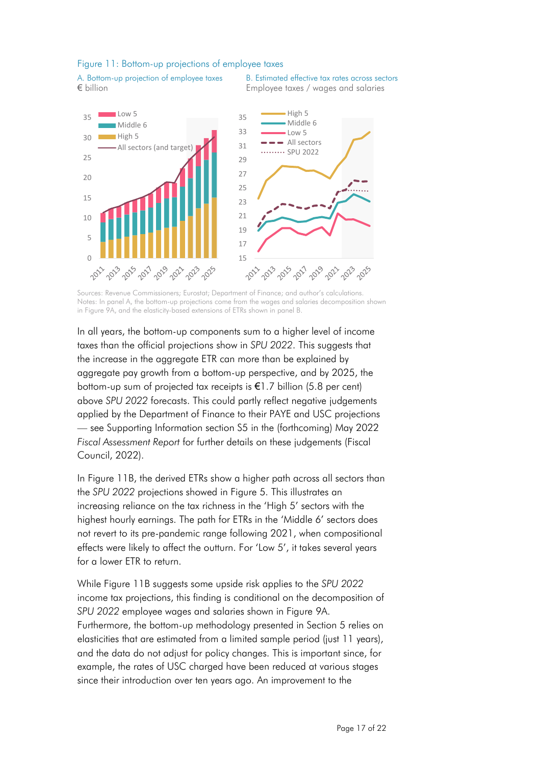Figure 11: Bottom-up projections of employee taxes

A. Bottom-up projection of employee taxes
€ billion

B. Estimated effective tax rates across sectors
Employee taxes / wages and salaries

Sources: Revenue Commissioners; Eurostat; Department of Finance; and author's calculations.
Notes: In panel A, the bottom-up projections come from the wages and salaries decomposition shown in Figure 9A, and the elasticity-based extensions of ETRs shown in panel B.

In all years, the bottom-up components sum to a higher level of income taxes than the official projections show in *SPU 2022*. This suggests that the increase in the aggregate ETR can more than be explained by aggregate pay growth from a bottom-up perspective, and by 2025, the bottom-up sum of projected tax receipts is €1.7 billion (5.8 per cent) above *SPU 2022* forecasts. This could partly reflect negative judgements applied by the Department of Finance to their PAYE and USC projections — see Supporting Information section S5 in the (forthcoming) May 2022 *Fiscal Assessment Report* for further details on these judgements (Fiscal Council, 2022).

In Figure 11B, the derived ETRs show a higher path across all sectors than the *SPU 2022* projections showed in Figure 5. This illustrates an increasing reliance on the tax richness in the 'High 5' sectors with the highest hourly earnings. The path for ETRs in the 'Middle 6' sectors does not revert to its pre-pandemic range following 2021, when compositional effects were likely to affect the outturn. For 'Low 5', it takes several years for a lower ETR to return.

While Figure 11B suggests some upside risk applies to the *SPU 2022* income tax projections, this finding is conditional on the decomposition of *SPU 2022* employee wages and salaries shown in Figure 9A. Furthermore, the bottom-up methodology presented in Section 5 relies on elasticities that are estimated from a limited sample period (just 11 years), and the data do not adjust for policy changes. This is important since, for example, the rates of USC charged have been reduced at various stages since their introduction over ten years ago. An improvement to the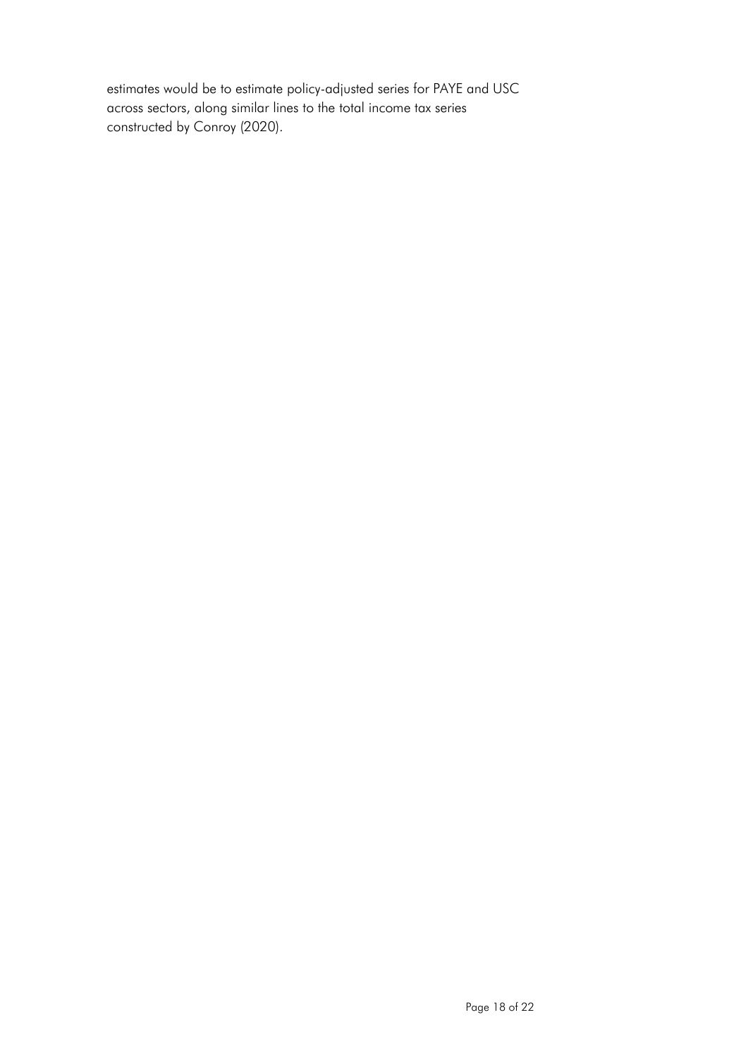estimates would be to estimate policy-adjusted series for PAYE and USC across sectors, along similar lines to the total income tax series constructed by Conroy (2020).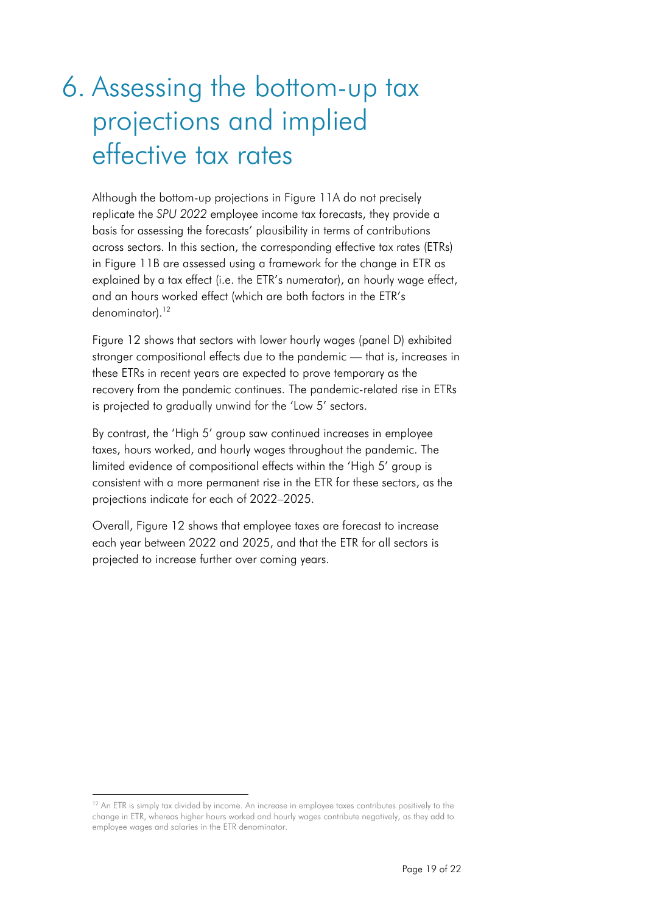# 6. Assessing the bottom-up tax projections and implied effective tax rates

Although the bottom-up projections in Figure 11A do not precisely replicate the *SPU 2022* employee income tax forecasts, they provide a basis for assessing the forecasts' plausibility in terms of contributions across sectors. In this section, the corresponding effective tax rates (ETRs) in Figure 11B are assessed using a framework for the change in ETR as explained by a tax effect (i.e. the ETR's numerator), an hourly wage effect, and an hours worked effect (which are both factors in the ETR's denominator).[12]

Figure 12 shows that sectors with lower hourly wages (panel D) exhibited stronger compositional effects due to the pandemic — that is, increases in these ETRs in recent years are expected to prove temporary as the recovery from the pandemic continues. The pandemic-related rise in ETRs is projected to gradually unwind for the 'Low 5' sectors.

By contrast, the 'High 5' group saw continued increases in employee taxes, hours worked, and hourly wages throughout the pandemic. The limited evidence of compositional effects within the 'High 5' group is consistent with a more permanent rise in the ETR for these sectors, as the projections indicate for each of 2022–2025.

Overall, Figure 12 shows that employee taxes are forecast to increase each year between 2022 and 2025, and that the ETR for all sectors is projected to increase further over coming years.

[12] An ETR is simply tax divided by income. An increase in employee taxes contributes positively to the change in ETR, whereas higher hours worked and hourly wages contribute negatively, as they add to employee wages and salaries in the ETR denominator.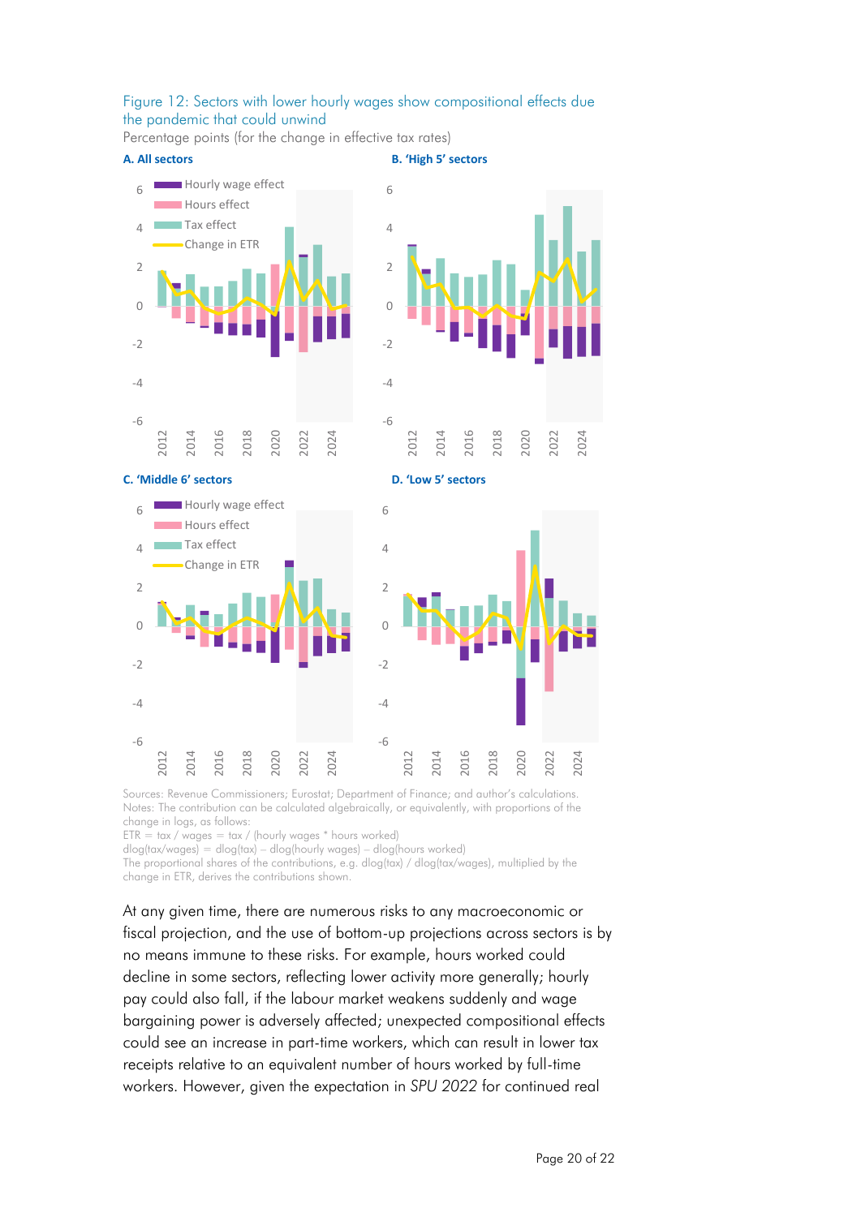Figure 12: Sectors with lower hourly wages show compositional effects due the pandemic that could unwind

Percentage points (for the change in effective tax rates)

**A. All sectors**

**B. 'High 5' sectors**

**C. 'Middle 6' sectors**

**D. 'Low 5' sectors**

Sources: Revenue Commissioners; Eurostat; Department of Finance; and author's calculations.
Notes: The contribution can be calculated algebraically, or equivalently, with proportions of the change in logs, as follows:

ETR = tax / wages = tax / (hourly wages * hours worked)

dlog(tax/wages) = dlog(tax) – dlog(hourly wages) – dlog(hours worked)

The proportional shares of the contributions, e.g. dlog(tax) / dlog(tax/wages), multiplied by the change in ETR, derives the contributions shown.

At any given time, there are numerous risks to any macroeconomic or fiscal projection, and the use of bottom-up projections across sectors is by no means immune to these risks. For example, hours worked could decline in some sectors, reflecting lower activity more generally; hourly pay could also fall, if the labour market weakens suddenly and wage bargaining power is adversely affected; unexpected compositional effects could see an increase in part-time workers, which can result in lower tax receipts relative to an equivalent number of hours worked by full-time workers. However, given the expectation in *SPU 2022* for continued real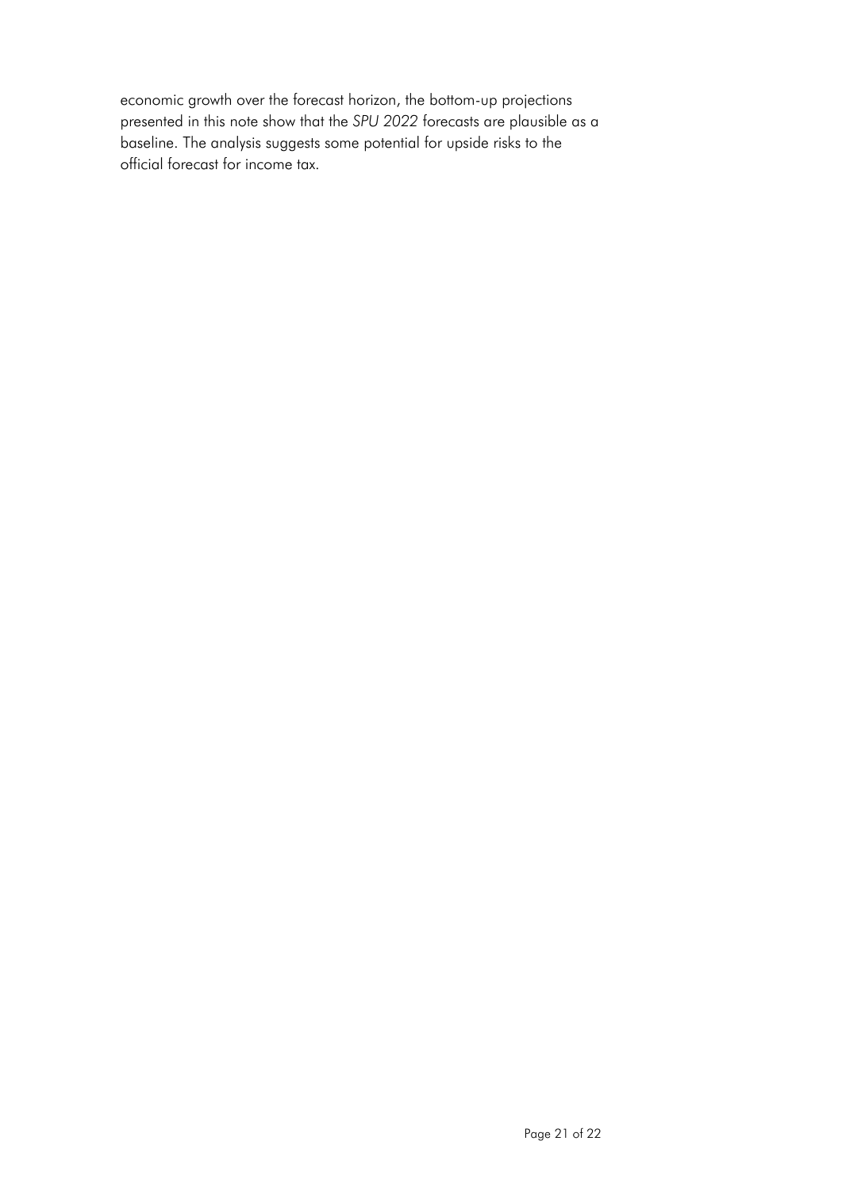economic growth over the forecast horizon, the bottom-up projections presented in this note show that the *SPU 2022* forecasts are plausible as a baseline. The analysis suggests some potential for upside risks to the official forecast for income tax.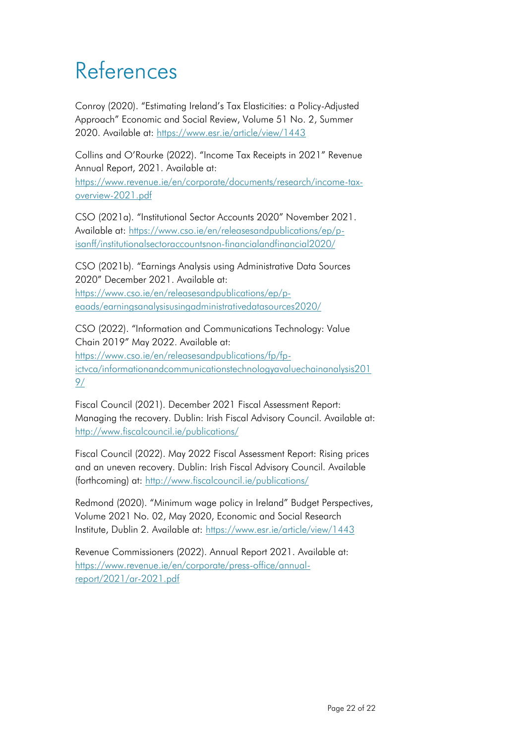# References

Conroy (2020). "Estimating Ireland's Tax Elasticities: a Policy-Adjusted Approach" Economic and Social Review, Volume 51 No. 2, Summer 2020. Available at: https://www.esr.ie/article/view/1443

Collins and O'Rourke (2022). "Income Tax Receipts in 2021" Revenue Annual Report, 2021. Available at: https://www.revenue.ie/en/corporate/documents/research/income-tax-overview-2021.pdf

CSO (2021a). "Institutional Sector Accounts 2020" November 2021. Available at: https://www.cso.ie/en/releasesandpublications/ep/p-isanff/institutionalsectoraccountsnon-financialandfinancial2020/

CSO (2021b). "Earnings Analysis using Administrative Data Sources 2020" December 2021. Available at: https://www.cso.ie/en/releasesandpublications/ep/p-eaads/earningsanalysisusingadministrativedatasources2020/

CSO (2022). "Information and Communications Technology: Value Chain 2019" May 2022. Available at: https://www.cso.ie/en/releasesandpublications/fp/fp-ictvca/informationandcommunicationstechnologyavaluechainanalysis2019/

Fiscal Council (2021). December 2021 Fiscal Assessment Report: Managing the recovery. Dublin: Irish Fiscal Advisory Council. Available at: http://www.fiscalcouncil.ie/publications/

Fiscal Council (2022). May 2022 Fiscal Assessment Report: Rising prices and an uneven recovery. Dublin: Irish Fiscal Advisory Council. Available (forthcoming) at: http://www.fiscalcouncil.ie/publications/

Redmond (2020). "Minimum wage policy in Ireland" Budget Perspectives, Volume 2021 No. 02, May 2020, Economic and Social Research Institute, Dublin 2. Available at: https://www.esr.ie/article/view/1443

Revenue Commissioners (2022). Annual Report 2021. Available at: https://www.revenue.ie/en/corporate/press-office/annual-report/2021/ar-2021.pdf